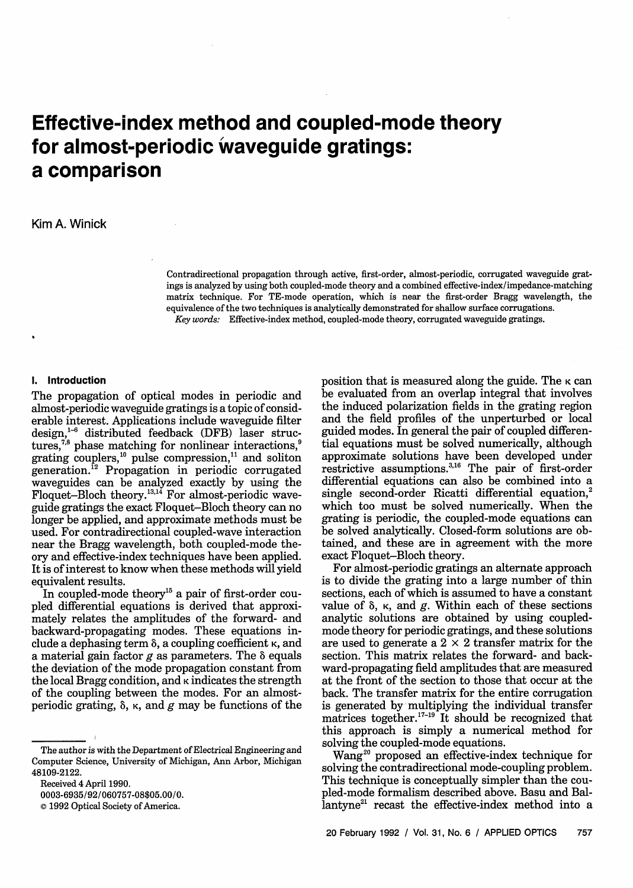# Effective-index method and coupled-mode theory for almost-periodic waveguide gratings: a comparison

Kim A. Winick

Contradirectional propagation through active, first-order, almost-periodic, corrugated waveguide gratings is analyzed by using both coupled-mode theory and a combined effective-index/impedance-matching matrix technique. For TE-mode operation, which is near the first-order Bragg wavelength, the equivalence of the two techniques is analytically demonstrated for shallow surface corrugations.

*Key words:* Effective-index method, coupled-mode theory, corrugated waveguide gratings.

## I. Introduction

The propagation of optical modes in periodic and almost-periodic waveguide gratings is a topic of considerable interest. Applications include waveguide filter design,[1-6] distributed feedback (DFB) laser structures,[7,8] phase matching for nonlinear interactions,[9] grating couplers,[10] pulse compression,[11] and soliton generation.[12] Propagation in periodic corrugated waveguides can be analyzed exactly by using the Floquet–Bloch theory.[13,14] For almost-periodic waveguide gratings the exact Floquet–Bloch theory can no longer be applied, and approximate methods must be used. For contradirectional coupled-wave interaction near the Bragg wavelength, both coupled-mode theory and effective-index techniques have been applied. It is of interest to know when these methods will yield equivalent results.

In coupled-mode theory[15] a pair of first-order coupled differential equations is derived that approximately relates the amplitudes of the forward- and backward-propagating modes. These equations include a dephasing term $\delta$, a coupling coefficient $\kappa$, and a material gain factor $g$ as parameters. The $\delta$ equals the deviation of the mode propagation constant from the local Bragg condition, and $\kappa$ indicates the strength of the coupling between the modes. For an almost-periodic grating, $\delta$, $\kappa$, and $g$ may be functions of the position that is measured along the guide. The $\kappa$ can be evaluated from an overlap integral that involves the induced polarization fields in the grating region and the field profiles of the unperturbed or local guided modes. In general the pair of coupled differential equations must be solved numerically, although approximate solutions have been developed under restrictive assumptions.[3,16] The pair of first-order differential equations can also be combined into a single second-order Ricatti differential equation,[2] which too must be solved numerically. When the grating is periodic, the coupled-mode equations can be solved analytically. Closed-form solutions are obtained, and these are in agreement with the more exact Floquet–Bloch theory.

For almost-periodic gratings an alternate approach is to divide the grating into a large number of thin sections, each of which is assumed to have a constant value of $\delta$, $\kappa$, and $g$. Within each of these sections analytic solutions are obtained by using coupled-mode theory for periodic gratings, and these solutions are used to generate a $2 \times 2$ transfer matrix for the section. This matrix relates the forward- and backward-propagating field amplitudes that are measured at the front of the section to those that occur at the back. The transfer matrix for the entire corrugation is generated by multiplying the individual transfer matrices together.[17-19] It should be recognized that this approach is simply a numerical method for solving the coupled-mode equations.

Wang[20] proposed an effective-index technique for solving the contradirectional mode-coupling problem. This technique is conceptually simpler than the coupled-mode formalism described above. Basu and Ballantyne[21] recast the effective-index method into a

The author is with the Department of Electrical Engineering and Computer Science, University of Michigan, Ann Arbor, Michigan 48109-2122.

Received 4 April 1990.

0003-6935/92/060757-08$05.00/0.

© 1992 Optical Society of America.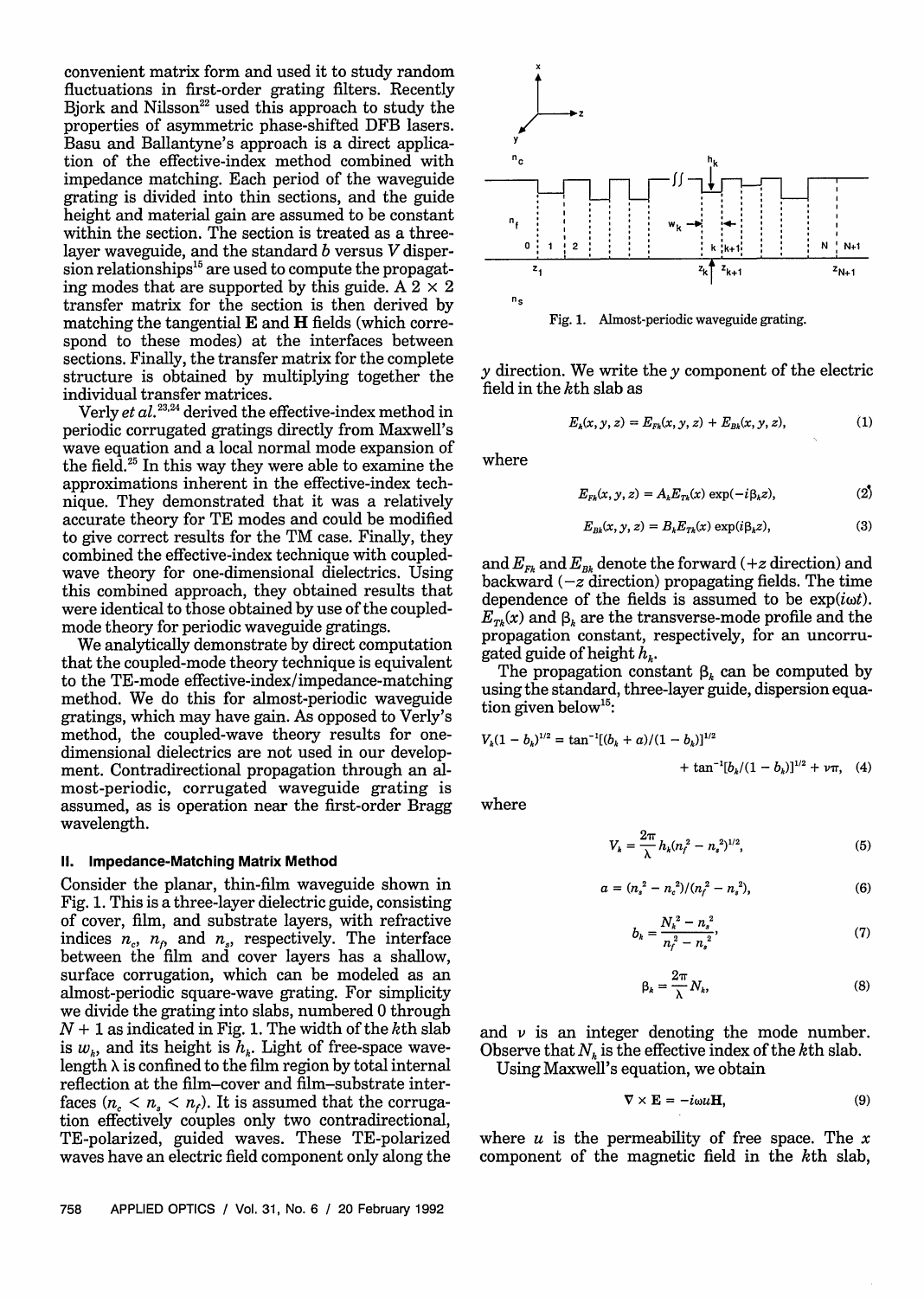convenient matrix form and used it to study random fluctuations in first-order grating filters. Recently Bjork and Nilsson[22] used this approach to study the properties of asymmetric phase-shifted DFB lasers. Basu and Ballantyne's approach is a direct application of the effective-index method combined with impedance matching. Each period of the waveguide grating is divided into thin sections, and the guide height and material gain are assumed to be constant within the section. The section is treated as a three-layer waveguide, and the standard $b$ versus $V$ dispersion relationships[15] are used to compute the propagating modes that are supported by this guide. A $2 \times 2$ transfer matrix for the section is then derived by matching the tangential **E** and **H** fields (which correspond to these modes) at the interfaces between sections. Finally, the transfer matrix for the complete structure is obtained by multiplying together the individual transfer matrices.

Verly *et al.*[23,24] derived the effective-index method in periodic corrugated gratings directly from Maxwell's wave equation and a local normal mode expansion of the field.[25] In this way they were able to examine the approximations inherent in the effective-index technique. They demonstrated that it was a relatively accurate theory for TE modes and could be modified to give correct results for the TM case. Finally, they combined the effective-index technique with coupled-wave theory for one-dimensional dielectrics. Using this combined approach, they obtained results that were identical to those obtained by use of the coupled-mode theory for periodic waveguide gratings.

We analytically demonstrate by direct computation that the coupled-mode theory technique is equivalent to the TE-mode effective-index/impedance-matching method. We do this for almost-periodic waveguide gratings, which may have gain. As opposed to Verly's method, the coupled-wave theory results for one-dimensional dielectrics are not used in our development. Contradirectional propagation through an almost-periodic, corrugated waveguide grating is assumed, as is operation near the first-order Bragg wavelength.

## II. Impedance-Matching Matrix Method

Consider the planar, thin-film waveguide shown in Fig. 1. This is a three-layer dielectric guide, consisting of cover, film, and substrate layers, with refractive indices $n_c$, $n_f$, and $n_s$, respectively. The interface between the film and cover layers has a shallow, surface corrugation, which can be modeled as an almost-periodic square-wave grating. For simplicity we divide the grating into slabs, numbered 0 through $N + 1$ as indicated in Fig. 1. The width of the $k$th slab is $w_k$, and its height is $h_k$. Light of free-space wavelength $\lambda$ is confined to the film region by total internal reflection at the film–cover and film–substrate interfaces ($n_c < n_s < n_f$). It is assumed that the corrugation effectively couples only two contradirectional, TE-polarized, guided waves. These TE-polarized waves have an electric field component only along the

Fig. 1. Almost-periodic waveguide grating.

$y$ direction. We write the $y$ component of the electric field in the $k$th slab as

$$E_k(x, y, z) = E_{Fk}(x, y, z) + E_{Bk}(x, y, z), \tag{1}$$

where

$$E_{Fk}(x, y, z) = A_k E_{Tk}(x) \exp(-i\beta_k z), \tag{2}$$

$$E_{Bk}(x, y, z) = B_k E_{Tk}(x) \exp(i\beta_k z), \tag{3}$$

and $E_{Fk}$ and $E_{Bk}$ denote the forward ($+z$ direction) and backward ($-z$ direction) propagating fields. The time dependence of the fields is assumed to be $\exp(i\omega t)$. $E_{Tk}(x)$ and $\beta_k$ are the transverse-mode profile and the propagation constant, respectively, for an uncorrugated guide of height $h_k$.

The propagation constant $\beta_k$ can be computed by using the standard, three-layer guide, dispersion equation given below[15]:

$$V_k(1 - b_k)^{1/2} = \tan^{-1}[(b_k + a)/(1 - b_k)]^{1/2} + \tan^{-1}[b_k/(1 - b_k)]^{1/2} + \nu\pi, \tag{4}$$

where

$$V_k = \frac{2\pi}{\lambda} h_k (n_f^2 - n_s^2)^{1/2}, \tag{5}$$

$$a = (n_s^2 - n_c^2)/(n_f^2 - n_s^2), \tag{6}$$

$$b_k = \frac{N_k^2 - n_s^2}{n_f^2 - n_s^2}, \tag{7}$$

$$\beta_k = \frac{2\pi}{\lambda} N_k, \tag{8}$$

and $\nu$ is an integer denoting the mode number. Observe that $N_k$ is the effective index of the $k$th slab.

Using Maxwell's equation, we obtain

$$\nabla \times \mathbf{E} = -i\omega u \mathbf{H}, \tag{9}$$

where $u$ is the permeability of free space. The $x$ component of the magnetic field in the $k$th slab,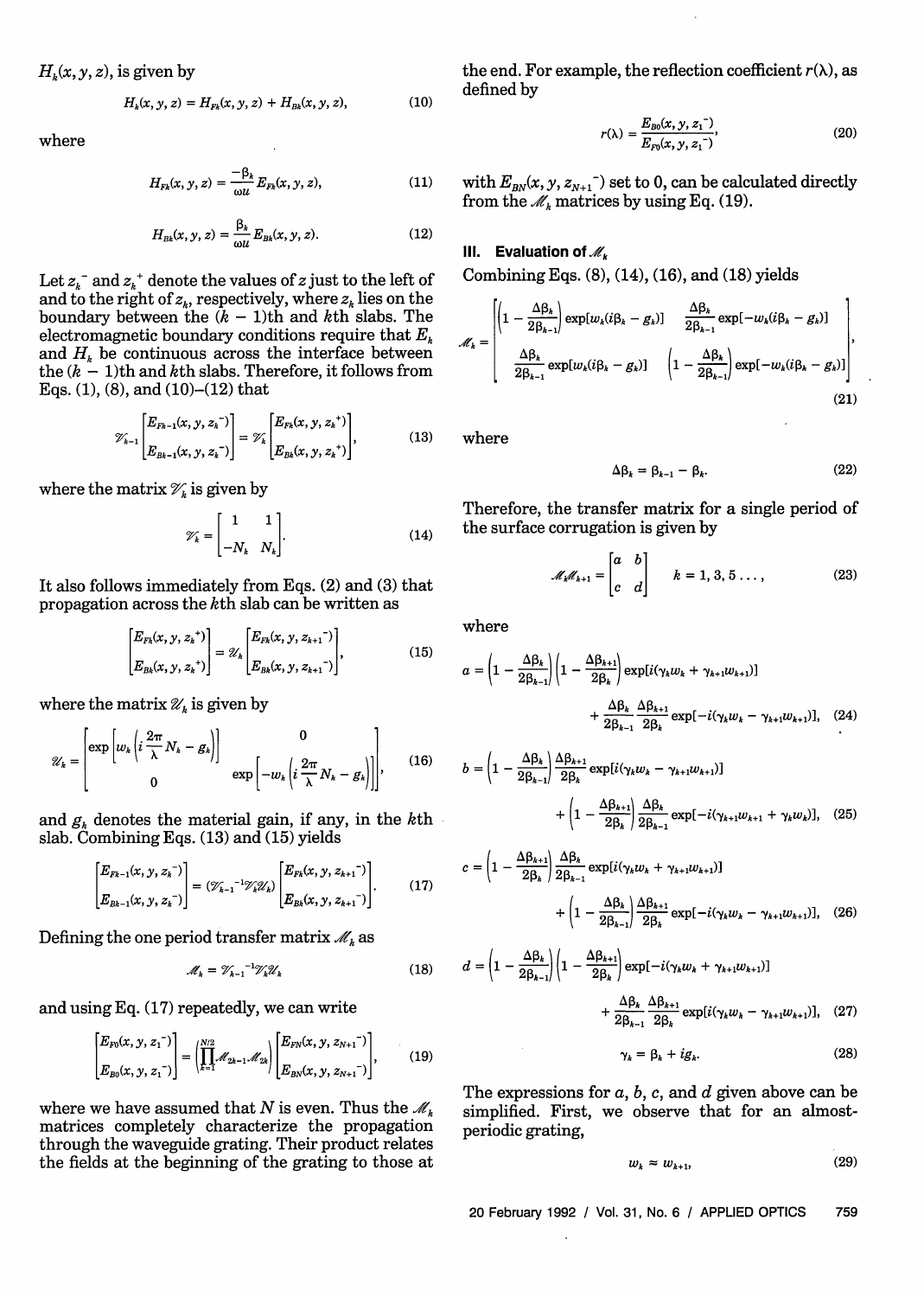$H_k(x, y, z)$, is given by

$$H_k(x, y, z) = H_{Fk}(x, y, z) + H_{Bk}(x, y, z), \tag{10}$$

where

$$H_{Fk}(x, y, z) = \frac{-\beta_k}{\omega u} E_{Fk}(x, y, z), \tag{11}$$

$$H_{Bk}(x, y, z) = \frac{\beta_k}{\omega u} E_{Bk}(x, y, z). \tag{12}$$

Let $z_k^-$ and $z_k^+$ denote the values of $z$ just to the left of and to the right of $z_k$, respectively, where $z_k$ lies on the boundary between the $(k-1)$th and $k$th slabs. The electromagnetic boundary conditions require that $E_k$ and $H_k$ be continuous across the interface between the $(k-1)$th and $k$th slabs. Therefore, it follows from Eqs. (1), (8), and (10)–(12) that

$$\mathscr{V}_{k-1}\begin{bmatrix} E_{Fk-1}(x, y, z_k^-) \\ E_{Bk-1}(x, y, z_k^-) \end{bmatrix} = \mathscr{V}_k \begin{bmatrix} E_{Fk}(x, y, z_k^+) \\ E_{Bk}(x, y, z_k^+) \end{bmatrix}, \tag{13}$$

where the matrix $\mathscr{V}_k$ is given by

$$\mathscr{V}_k = \begin{bmatrix} 1 & 1 \\ -N_k & N_k \end{bmatrix}. \tag{14}$$

It also follows immediately from Eqs. (2) and (3) that propagation across the $k$th slab can be written as

$$\begin{bmatrix} E_{Fk}(x, y, z_k^+) \\ E_{Bk}(x, y, z_k^+) \end{bmatrix} = \mathscr{U}_k \begin{bmatrix} E_{Fk}(x, y, z_{k+1}^-) \\ E_{Bk}(x, y, z_{k+1}^-) \end{bmatrix}, \tag{15}$$

where the matrix $\mathscr{U}_k$ is given by

$$\mathscr{U}_k = \begin{bmatrix} \exp\left[w_k\left(i\dfrac{2\pi}{\lambda}N_k - g_k\right)\right] & 0 \\ 0 & \exp\left[-w_k\left(i\dfrac{2\pi}{\lambda}N_k - g_k\right)\right] \end{bmatrix}, \tag{16}$$

and $g_k$ denotes the material gain, if any, in the $k$th slab. Combining Eqs. (13) and (15) yields

$$\begin{bmatrix} E_{Fk-1}(x, y, z_k^-) \\ E_{Bk-1}(x, y, z_k^-) \end{bmatrix} = (\mathscr{V}_{k-1}{}^{-1}\mathscr{V}_k\mathscr{U}_k)\begin{bmatrix} E_{Fk}(x, y, z_{k+1}^-) \\ E_{Bk}(x, y, z_{k+1}^-) \end{bmatrix}. \tag{17}$$

Defining the one period transfer matrix $\mathscr{M}_k$ as

$$\mathscr{M}_k = \mathscr{V}_{k-1}{}^{-1}\mathscr{V}_k\mathscr{U}_k \tag{18}$$

and using Eq. (17) repeatedly, we can write

$$\begin{bmatrix} E_{F0}(x, y, z_1^-) \\ E_{B0}(x, y, z_1^-) \end{bmatrix} = \left(\prod_{k=1}^{N/2}\mathscr{M}_{2k-1}\mathscr{M}_{2k}\right)\begin{bmatrix} E_{FN}(x, y, z_{N+1}^-) \\ E_{BN}(x, y, z_{N+1}^-) \end{bmatrix}, \tag{19}$$

where we have assumed that $N$ is even. Thus the $\mathscr{M}_k$ matrices completely characterize the propagation through the waveguide grating. Their product relates the fields at the beginning of the grating to those at the end. For example, the reflection coefficient $r(\lambda)$, as defined by

$$r(\lambda) = \frac{E_{B0}(x, y, z_1^-)}{E_{F0}(x, y, z_1^-)}, \tag{20}$$

with $E_{BN}(x, y, z_{N+1}^-)$ set to 0, can be calculated directly from the $\mathscr{M}_k$ matrices by using Eq. (19).

## III. Evaluation of $\mathscr{M}_k$

Combining Eqs. (8), (14), (16), and (18) yields

$$\mathscr{M}_k = \begin{bmatrix} \left(1 - \dfrac{\Delta\beta_k}{2\beta_{k-1}}\right)\exp[w_k(i\beta_k - g_k)] & \dfrac{\Delta\beta_k}{2\beta_{k-1}}\exp[-w_k(i\beta_k - g_k)] \\ \dfrac{\Delta\beta_k}{2\beta_{k-1}}\exp[w_k(i\beta_k - g_k)] & \left(1 - \dfrac{\Delta\beta_k}{2\beta_{k-1}}\right)\exp[-w_k(i\beta_k - g_k)] \end{bmatrix}, \tag{21}$$

where

$$\Delta\beta_k = \beta_{k-1} - \beta_k. \tag{22}$$

Therefore, the transfer matrix for a single period of the surface corrugation is given by

$$\mathscr{M}_k\mathscr{M}_{k+1} = \begin{bmatrix} a & b \\ c & d \end{bmatrix} \qquad k = 1, 3, 5 \ldots, \tag{23}$$

where

$$a = \left(1 - \frac{\Delta\beta_k}{2\beta_{k-1}}\right)\left(1 - \frac{\Delta\beta_{k+1}}{2\beta_k}\right)\exp[i(\gamma_k w_k + \gamma_{k+1}w_{k+1})] + \frac{\Delta\beta_k}{2\beta_{k-1}}\frac{\Delta\beta_{k+1}}{2\beta_k}\exp[-i(\gamma_k w_k - \gamma_{k+1}w_{k+1})], \tag{24}$$

$$b = \left(1 - \frac{\Delta\beta_k}{2\beta_{k-1}}\right)\frac{\Delta\beta_{k+1}}{2\beta_k}\exp[i(\gamma_k w_k - \gamma_{k+1}w_{k+1})] + \left(1 - \frac{\Delta\beta_{k+1}}{2\beta_k}\right)\frac{\Delta\beta_k}{2\beta_{k-1}}\exp[-i(\gamma_{k+1}w_{k+1} + \gamma_k w_k)], \tag{25}$$

$$c = \left(1 - \frac{\Delta\beta_{k+1}}{2\beta_k}\right)\frac{\Delta\beta_k}{2\beta_{k-1}}\exp[i(\gamma_k w_k + \gamma_{k+1}w_{k+1})] + \left(1 - \frac{\Delta\beta_k}{2\beta_{k-1}}\right)\frac{\Delta\beta_{k+1}}{2\beta_k}\exp[-i(\gamma_k w_k - \gamma_{k+1}w_{k+1})], \tag{26}$$

$$d = \left(1 - \frac{\Delta\beta_k}{2\beta_{k-1}}\right)\left(1 - \frac{\Delta\beta_{k+1}}{2\beta_k}\right)\exp[-i(\gamma_k w_k + \gamma_{k+1}w_{k+1})] + \frac{\Delta\beta_k}{2\beta_{k-1}}\frac{\Delta\beta_{k+1}}{2\beta_k}\exp[i(\gamma_k w_k - \gamma_{k+1}w_{k+1})], \tag{27}$$

$$\gamma_k = \beta_k + ig_k. \tag{28}$$

The expressions for $a$, $b$, $c$, and $d$ given above can be simplified. First, we observe that for an almost-periodic grating,

$$w_k \approx w_{k+1}, \tag{29}$$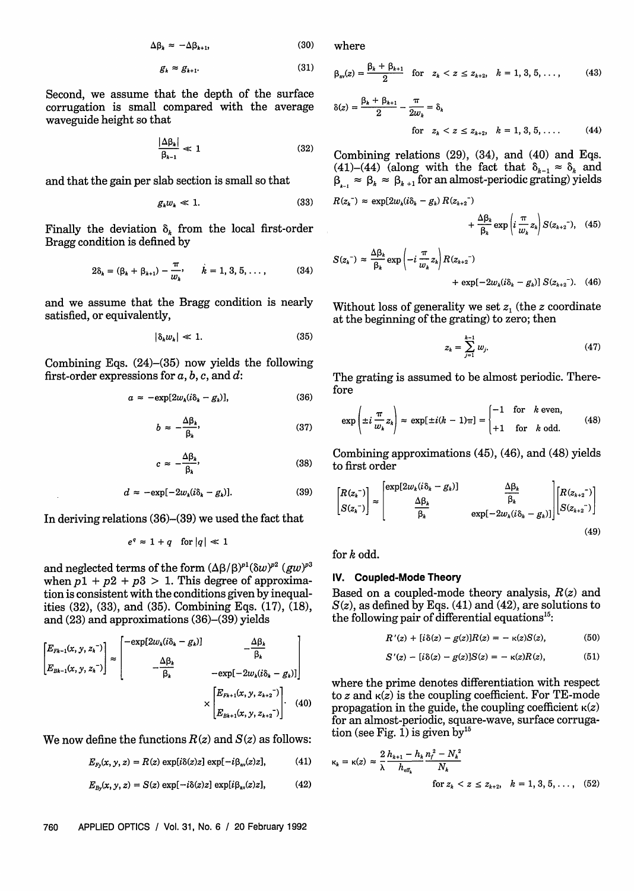$$\Delta\beta_k \approx -\Delta\beta_{k+1}, \tag{30}$$

$$g_k \approx g_{k+1}. \tag{31}$$

Second, we assume that the depth of the surface corrugation is small compared with the average waveguide height so that

$$\frac{|\Delta\beta_k|}{\beta_{k-1}} \ll 1 \tag{32}$$

and that the gain per slab section is small so that

$$g_k w_k \ll 1. \tag{33}$$

Finally the deviation $\delta_k$ from the local first-order Bragg condition is defined by

$$2\delta_k = (\beta_k + \beta_{k+1}) - \frac{\pi}{w_k}, \quad k = 1, 3, 5, \ldots, \tag{34}$$

and we assume that the Bragg condition is nearly satisfied, or equivalently,

$$|\delta_k w_k| \ll 1. \tag{35}$$

Combining Eqs. (24)–(35) now yields the following first-order expressions for $a$, $b$, $c$, and $d$:

$$a \approx -\exp[2w_k(i\delta_k - g_k)], \tag{36}$$

$$b \approx -\frac{\Delta\beta_k}{\beta_k}, \tag{37}$$

$$c \approx -\frac{\Delta\beta_k}{\beta_k}, \tag{38}$$

$$d \approx -\exp[-2w_k(i\delta_k - g_k)]. \tag{39}$$

In deriving relations (36)–(39) we used the fact that

$$e^q \approx 1 + q \quad \text{for } |q| \ll 1$$

and neglected terms of the form $(\Delta\beta/\beta)^{p1}(\delta w)^{p2}(gw)^{p3}$ when $p1 + p2 + p3 > 1$. This degree of approximation is consistent with the conditions given by inequalities (32), (33), and (35). Combining Eqs. (17), (18), and (23) and approximations (36)–(39) yields

$$\begin{bmatrix} E_{Fk-1}(x, y, z_k^-) \\ E_{Bk-1}(x, y, z_k^-) \end{bmatrix} \approx \begin{bmatrix} -\exp[2w_k(i\delta_k - g_k)] & -\frac{\Delta\beta_k}{\beta_k} \\ -\frac{\Delta\beta_k}{\beta_k} & -\exp[-2w_k(i\delta_k - g_k)] \end{bmatrix} \times \begin{bmatrix} E_{Fk+1}(x, y, z_{k+2}^-) \\ E_{Bk+1}(x, y, z_{k+2}^-) \end{bmatrix}. \tag{40}$$

We now define the functions $R(z)$ and $S(z)$ as follows:

$$E_{Fy}(x, y, z) = R(z)\exp[i\delta(z)z]\exp[-i\beta_{av}(z)z], \tag{41}$$

$$E_{By}(x, y, z) = S(z)\exp[-i\delta(z)z]\exp[i\beta_{av}(z)z], \tag{42}$$

where

$$\beta_{av}(z) = \frac{\beta_k + \beta_{k+1}}{2} \quad \text{for } z_k < z \leq z_{k+2}, \quad k = 1, 3, 5, \ldots, \tag{43}$$

$$\delta(z) = \frac{\beta_k + \beta_{k+1}}{2} - \frac{\pi}{2w_k} = \delta_k \quad \text{for } z_k < z \leq z_{k+2}, \quad k = 1, 3, 5, \ldots. \tag{44}$$

Combining relations (29), (34), and (40) and Eqs. (41)–(44) (along with the fact that $\delta_{k-1} \approx \delta_k$ and $\beta_{k-1} \approx \beta_k \approx \beta_{k+1}$ for an almost-periodic grating) yields

$$R(z_k^-) \approx \exp[2w_k(i\delta_k - g_k)]R(z_{k+2}^-) + \frac{\Delta\beta_k}{\beta_k}\exp\left(i\frac{\pi}{w_k}z_k\right)S(z_{k+2}^-), \tag{45}$$

$$S(z_k^-) \approx \frac{\Delta\beta_k}{\beta_k}\exp\left(-i\frac{\pi}{w_k}z_k\right)R(z_{k+2}^-) + \exp[-2w_k(i\delta_k - g_k)]S(z_{k+2}^-). \tag{46}$$

Without loss of generality we set $z_1$ (the $z$ coordinate at the beginning of the grating) to zero; then

$$z_k = \sum_{j=1}^{k-1} w_j. \tag{47}$$

The grating is assumed to be almost periodic. Therefore

$$\exp\left(\pm i\frac{\pi}{w_k}z_k\right) \approx \exp[\pm i(k-1)\pi] = \begin{cases} -1 & \text{for } k \text{ even}, \\ +1 & \text{for } k \text{ odd}. \end{cases} \tag{48}$$

Combining approximations (45), (46), and (48) yields to first order

$$\begin{bmatrix} R(z_k^-) \\ S(z_k^-) \end{bmatrix} \approx \begin{bmatrix} \exp[2w_k(i\delta_k - g_k)] & \frac{\Delta\beta_k}{\beta_k} \\ \frac{\Delta\beta_k}{\beta_k} & \exp[-2w_k(i\delta_k - g_k)] \end{bmatrix} \begin{bmatrix} R(z_{k+2}^-) \\ S(z_{k+2}^-) \end{bmatrix} \tag{49}$$

for $k$ odd.

## IV. Coupled-Mode Theory

Based on a coupled-mode theory analysis, $R(z)$ and $S(z)$, as defined by Eqs. (41) and (42), are solutions to the following pair of differential equations[15]:

$$R'(z) + [i\delta(z) - g(z)]R(z) = -\kappa(z)S(z), \tag{50}$$

$$S'(z) - [i\delta(z) - g(z)]S(z) = -\kappa(z)R(z), \tag{51}$$

where the prime denotes differentiation with respect to $z$ and $\kappa(z)$ is the coupling coefficient. For TE-mode propagation in the guide, the coupling coefficient $\kappa(z)$ for an almost-periodic, square-wave, surface corrugation (see Fig. 1) is given by[15]

$$\kappa_k = \kappa(z) \approx \frac{2}{\lambda}\frac{h_{k+1} - h_k}{h_{\text{eff}_k}}\frac{n_f^2 - N_k^2}{N_k} \quad \text{for } z_k < z \leq z_{k+2}, \quad k = 1, 3, 5, \ldots, \tag{52}$$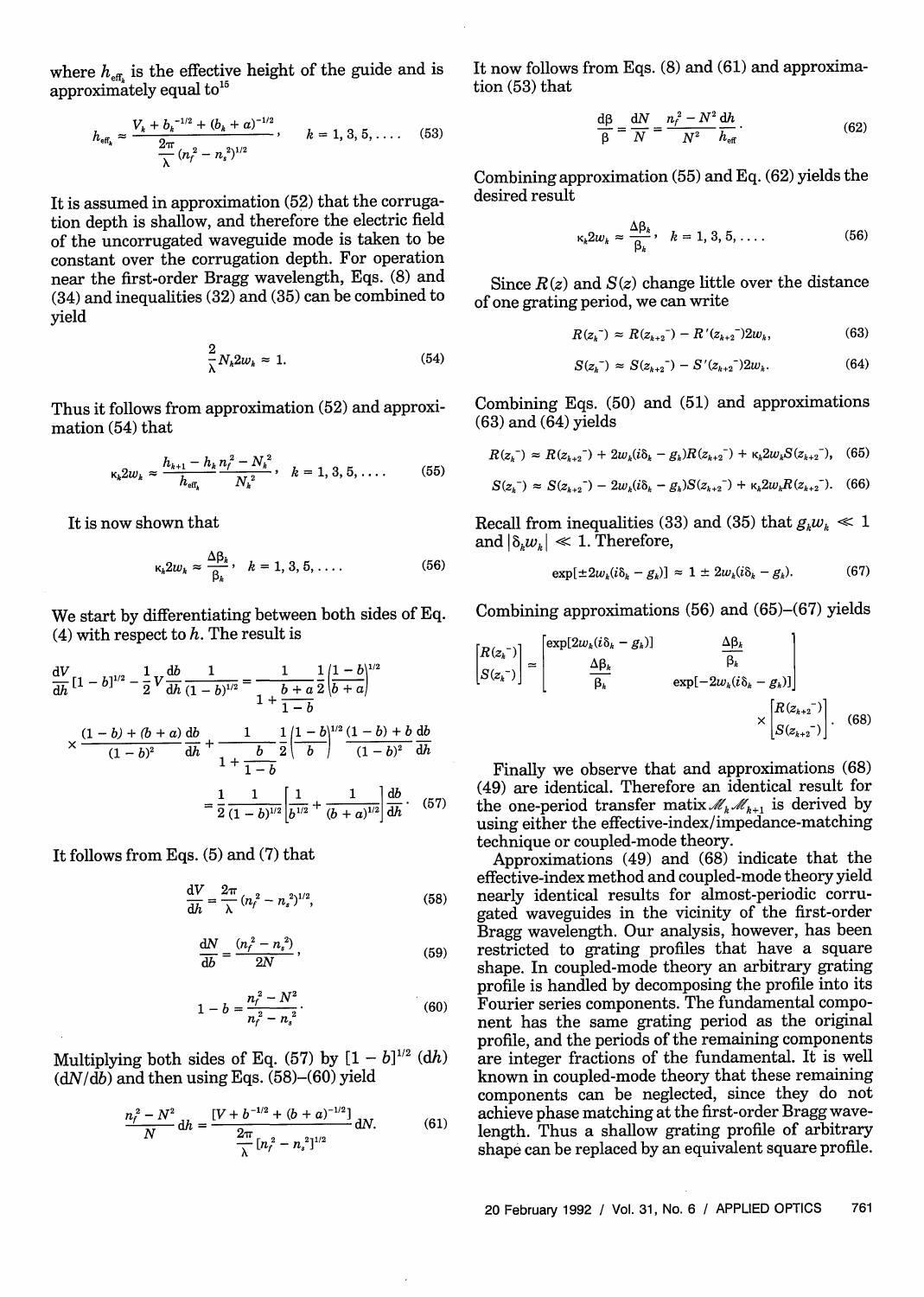where $h_{\text{eff}_k}$ is the effective height of the guide and is approximately equal to[15]

$$h_{\text{eff}_k} \approx \frac{V_k + b_k^{-1/2} + (b_k + a)^{-1/2}}{\frac{2\pi}{\lambda}(n_f^2 - n_s^2)^{1/2}}, \qquad k = 1, 3, 5, \ldots. \tag{53}$$

It is assumed in approximation (52) that the corrugation depth is shallow, and therefore the electric field of the uncorrugated waveguide mode is taken to be constant over the corrugation depth. For operation near the first-order Bragg wavelength, Eqs. (8) and (34) and inequalities (32) and (35) can be combined to yield

$$\frac{2}{\lambda} N_k 2w_k \approx 1. \tag{54}$$

Thus it follows from approximation (52) and approximation (54) that

$$\kappa_k 2w_k \approx \frac{h_{k+1} - h_k}{h_{\text{eff}_k}} \frac{n_f^2 - N_k^2}{N_k^2}, \qquad k = 1, 3, 5, \ldots. \tag{55}$$

It is now shown that

$$\kappa_k 2w_k \approx \frac{\Delta\beta_k}{\beta_k}, \qquad k = 1, 3, 5, \ldots. \tag{56}$$

We start by differentiating between both sides of Eq. (4) with respect to $h$. The result is

$$\frac{dV}{dh}[1-b]^{1/2} - \frac{1}{2}V\frac{db}{dh}\frac{1}{(1-b)^{1/2}} = \frac{1}{1+\dfrac{b+a}{1-b}}\frac{1}{2}\left(\frac{1-b}{b+a}\right)^{1/2}$$
$$\times \frac{(1-b)+(b+a)}{(1-b)^2}\frac{db}{dh} + \frac{1}{1+\dfrac{b}{1-b}}\frac{1}{2}\left(\frac{1-b}{b}\right)^{1/2}\frac{(1-b)+b}{(1-b)^2}\frac{db}{dh}$$
$$= \frac{1}{2}\frac{1}{(1-b)^{1/2}}\left[\frac{1}{b^{1/2}} + \frac{1}{(b+a)^{1/2}}\right]\frac{db}{dh}. \tag{57}$$

It follows from Eqs. (5) and (7) that

$$\frac{dV}{dh} = \frac{2\pi}{\lambda}(n_f^2 - n_s^2)^{1/2}, \tag{58}$$

$$\frac{dN}{db} = \frac{(n_f^2 - n_s^2)}{2N}, \tag{59}$$

$$1 - b = \frac{n_f^2 - N^2}{n_f^2 - n_s^2}. \tag{60}$$

Multiplying both sides of Eq. (57) by $[1-b]^{1/2}$ $(dh)$ $(dN/db)$ and then using Eqs. (58)–(60) yield

$$\frac{n_f^2 - N^2}{N} dh = \frac{[V + b^{-1/2} + (b+a)^{-1/2}]}{\frac{2\pi}{\lambda}[n_f^2 - n_s^2]^{1/2}} dN. \tag{61}$$

It now follows from Eqs. (8) and (61) and approximation (53) that

$$\frac{d\beta}{\beta} = \frac{dN}{N} = \frac{n_f^2 - N^2}{N^2}\frac{dh}{h_{\text{eff}}}. \tag{62}$$

Combining approximation (55) and Eq. (62) yields the desired result

$$\kappa_k 2w_k \approx \frac{\Delta\beta_k}{\beta_k}, \qquad k = 1, 3, 5, \ldots. \tag{56}$$

Since $R(z)$ and $S(z)$ change little over the distance of one grating period, we can write

$$R(z_k^-) \approx R(z_{k+2}^-) - R'(z_{k+2}^-)2w_k, \tag{63}$$

$$S(z_k^-) \approx S(z_{k+2}^-) - S'(z_{k+2}^-)2w_k. \tag{64}$$

Combining Eqs. (50) and (51) and approximations (63) and (64) yields

$$R(z_k^-) \approx R(z_{k+2}^-) + 2w_k(i\delta_k - g_k)R(z_{k+2}^-) + \kappa_k 2w_k S(z_{k+2}^-), \tag{65}$$

$$S(z_k^-) \approx S(z_{k+2}^-) - 2w_k(i\delta_k - g_k)S(z_{k+2}^-) + \kappa_k 2w_k R(z_{k+2}^-). \tag{66}$$

Recall from inequalities (33) and (35) that $g_k w_k \ll 1$ and $|\delta_k w_k| \ll 1$. Therefore,

$$\exp[\pm 2w_k(i\delta_k - g_k)] \approx 1 \pm 2w_k(i\delta_k - g_k). \tag{67}$$

Combining approximations (56) and (65)–(67) yields

$$\begin{bmatrix} R(z_k^-) \\ S(z_k^-) \end{bmatrix} = \begin{bmatrix} \exp[2w_k(i\delta_k - g_k)] & \dfrac{\Delta\beta_k}{\beta_k} \\ \dfrac{\Delta\beta_k}{\beta_k} & \exp[-2w_k(i\delta_k - g_k)] \end{bmatrix} \times \begin{bmatrix} R(z_{k+2}^-) \\ S(z_{k+2}^-) \end{bmatrix}. \tag{68}$$

Finally we observe that and approximations (68) (49) are identical. Therefore an identical result for the one-period transfer matix $\mathscr{M}_k\mathscr{M}_{k+1}$ is derived by using either the effective-index/impedance-matching technique or coupled-mode theory.

Approximations (49) and (68) indicate that the effective-index method and coupled-mode theory yield nearly identical results for almost-periodic corrugated waveguides in the vicinity of the first-order Bragg wavelength. Our analysis, however, has been restricted to grating profiles that have a square shape. In coupled-mode theory an arbitrary grating profile is handled by decomposing the profile into its Fourier series components. The fundamental component has the same grating period as the original profile, and the periods of the remaining components are integer fractions of the fundamental. It is well known in coupled-mode theory that these remaining components can be neglected, since they do not achieve phase matching at the first-order Bragg wavelength. Thus a shallow grating profile of arbitrary shape can be replaced by an equivalent square profile.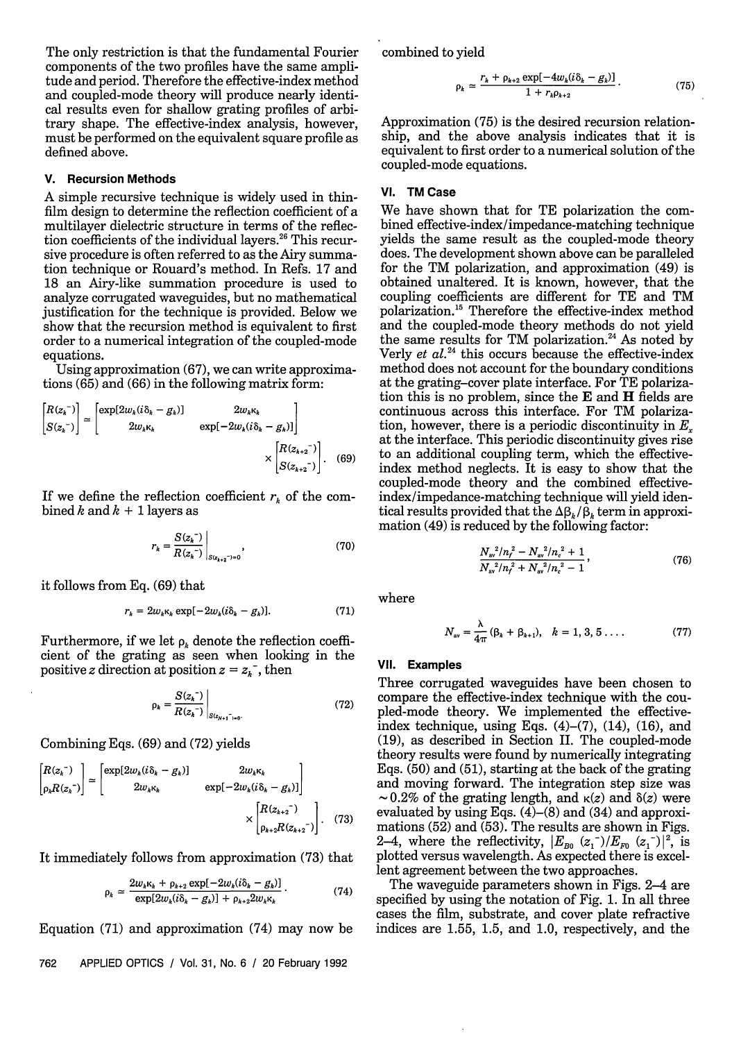The only restriction is that the fundamental Fourier components of the two profiles have the same amplitude and period. Therefore the effective-index method and coupled-mode theory will produce nearly identical results even for shallow grating profiles of arbitrary shape. The effective-index analysis, however, must be performed on the equivalent square profile as defined above.

## V. Recursion Methods

A simple recursive technique is widely used in thin-film design to determine the reflection coefficient of a multilayer dielectric structure in terms of the reflection coefficients of the individual layers.[26] This recursive procedure is often referred to as the Airy summation technique or Rouard's method. In Refs. 17 and 18 an Airy-like summation procedure is used to analyze corrugated waveguides, but no mathematical justification for the technique is provided. Below we show that the recursion method is equivalent to first order to a numerical integration of the coupled-mode equations.

Using approximation (67), we can write approximations (65) and (66) in the following matrix form:

$$\begin{bmatrix} R(z_k^-) \\ S(z_k^-) \end{bmatrix} \simeq \begin{bmatrix} \exp[2w_k(i\delta_k - g_k)] & 2w_k\kappa_k \\ 2w_k\kappa_k & \exp[-2w_k(i\delta_k - g_k)] \end{bmatrix} \times \begin{bmatrix} R(z_{k+2}^-) \\ S(z_{k+2}^-) \end{bmatrix}. \quad (69)$$

If we define the reflection coefficient $r_k$ of the combined $k$ and $k+1$ layers as

$$r_k = \left. \frac{S(z_k^-)}{R(z_k^-)} \right|_{S(z_{k+2}^-)=0}, \quad (70)$$

it follows from Eq. (69) that

$$r_k = 2w_k\kappa_k \exp[-2w_k(i\delta_k - g_k)]. \quad (71)$$

Furthermore, if we let $\rho_k$ denote the reflection coefficient of the grating as seen when looking in the positive $z$ direction at position $z = z_k^-$, then

$$\rho_k = \left. \frac{S(z_k^-)}{R(z_k^-)} \right|_{S(z_{N+1}^-)=0}. \quad (72)$$

Combining Eqs. (69) and (72) yields

$$\begin{bmatrix} R(z_k^-) \\ \rho_k R(z_k^-) \end{bmatrix} \simeq \begin{bmatrix} \exp[2w_k(i\delta_k - g_k)] & 2w_k\kappa_k \\ 2w_k\kappa_k & \exp[-2w_k(i\delta_k - g_k)] \end{bmatrix} \times \begin{bmatrix} R(z_{k+2}^-) \\ \rho_{k+2} R(z_{k+2}^-) \end{bmatrix}. \quad (73)$$

It immediately follows from approximation (73) that

$$\rho_k \simeq \frac{2w_k\kappa_k + \rho_{k+2}\exp[-2w_k(i\delta_k - g_k)]}{\exp[2w_k(i\delta_k - g_k)] + \rho_{k+2} 2w_k\kappa_k}. \quad (74)$$

Equation (71) and approximation (74) may now be combined to yield

$$\rho_k \simeq \frac{r_k + \rho_{k+2}\exp[-4w_k(i\delta_k - g_k)]}{1 + r_k\rho_{k+2}}. \quad (75)$$

Approximation (75) is the desired recursion relationship, and the above analysis indicates that it is equivalent to first order to a numerical solution of the coupled-mode equations.

## VI. TM Case

We have shown that for TE polarization the combined effective-index/impedance-matching technique yields the same result as the coupled-mode theory does. The development shown above can be paralleled for the TM polarization, and approximation (49) is obtained unaltered. It is known, however, that the coupling coefficients are different for TE and TM polarization.[15] Therefore the effective-index method and the coupled-mode theory methods do not yield the same results for TM polarization.[24] As noted by Verly *et al.*[24] this occurs because the effective-index method does not account for the boundary conditions at the grating–cover plate interface. For TE polarization this is no problem, since the **E** and **H** fields are continuous across this interface. For TM polarization, however, there is a periodic discontinuity in $E_x$ at the interface. This periodic discontinuity gives rise to an additional coupling term, which the effective-index method neglects. It is easy to show that the coupled-mode theory and the combined effective-index/impedance-matching technique will yield identical results provided that the $\Delta\beta_k/\beta_k$ term in approximation (49) is reduced by the following factor:

$$\frac{N_{av}^2/n_f^2 - N_{av}^2/n_c^2 + 1}{N_{av}^2/n_f^2 + N_{av}^2/n_c^2 - 1}, \quad (76)$$

where

$$N_{av} = \frac{\lambda}{4\pi}(\beta_k + \beta_{k+1}), \quad k = 1, 3, 5 \ldots. \quad (77)$$

## VII. Examples

Three corrugated waveguides have been chosen to compare the effective-index technique with the coupled-mode theory. We implemented the effective-index technique, using Eqs. (4)–(7), (14), (16), and (19), as described in Section II. The coupled-mode theory results were found by numerically integrating Eqs. (50) and (51), starting at the back of the grating and moving forward. The integration step size was $\sim$0.2% of the grating length, and $\kappa(z)$ and $\delta(z)$ were evaluated by using Eqs. (4)–(8) and (34) and approximations (52) and (53). The results are shown in Figs. 2–4, where the reflectivity, $|E_{B0}(z_1^-)/E_{F0}(z_1^-)|^2$, is plotted versus wavelength. As expected there is excellent agreement between the two approaches.

The waveguide parameters shown in Figs. 2–4 are specified by using the notation of Fig. 1. In all three cases the film, substrate, and cover plate refractive indices are 1.55, 1.5, and 1.0, respectively, and the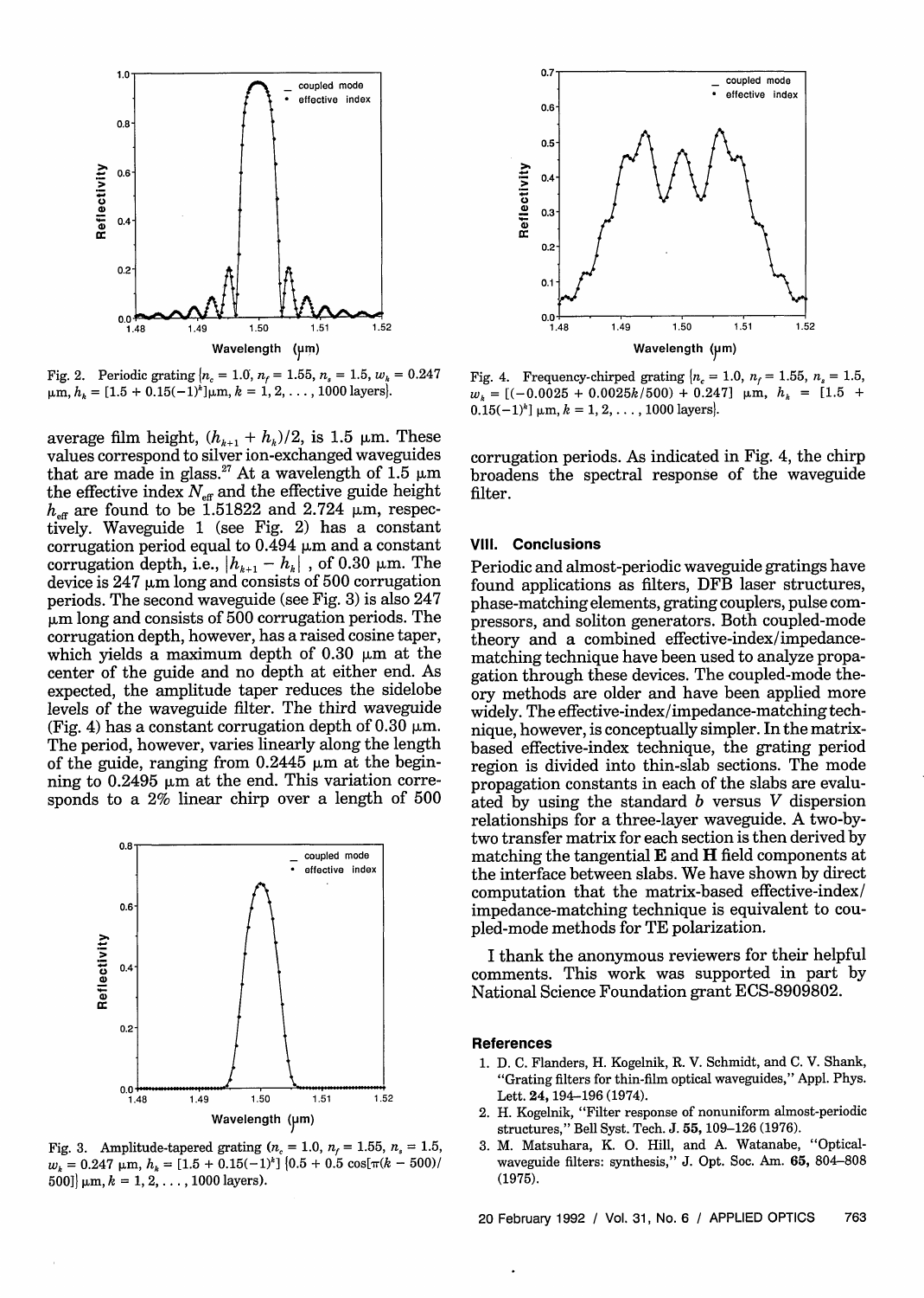Fig. 2. Periodic grating $\{n_c = 1.0, n_f = 1.55, n_s = 1.5, w_k = 0.247$ μm, $h_k = [1.5 + 0.15(-1)^k]$μm, $k = 1, 2, \ldots, 1000$ layers$\}$.

average film height, $(h_{k+1} + h_k)/2$, is 1.5 μm. These values correspond to silver ion-exchanged waveguides that are made in glass.[27] At a wavelength of 1.5 μm the effective index $N_{\text{eff}}$ and the effective guide height $h_{\text{eff}}$ are found to be 1.51822 and 2.724 μm, respectively. Waveguide 1 (see Fig. 2) has a constant corrugation period equal to 0.494 μm and a constant corrugation depth, i.e., $|h_{k+1} - h_k|$, of 0.30 μm. The device is 247 μm long and consists of 500 corrugation periods. The second waveguide (see Fig. 3) is also 247 μm long and consists of 500 corrugation periods. The corrugation depth, however, has a raised cosine taper, which yields a maximum depth of 0.30 μm at the center of the guide and no depth at either end. As expected, the amplitude taper reduces the sidelobe levels of the waveguide filter. The third waveguide (Fig. 4) has a constant corrugation depth of 0.30 μm. The period, however, varies linearly along the length of the guide, ranging from 0.2445 μm at the beginning to 0.2495 μm at the end. This variation corresponds to a 2% linear chirp over a length of 500

Fig. 3. Amplitude-tapered grating $(n_c = 1.0, n_f = 1.55, n_s = 1.5, w_k = 0.247$ μm, $h_k = [1.5 + 0.15(-1)^k]\{0.5 + 0.5\cos[\pi(k - 500)/500]\}$ μm, $k = 1, 2, \ldots, 1000$ layers).

Fig. 4. Frequency-chirped grating $\{n_c = 1.0, n_f = 1.55, n_s = 1.5, w_k = [(-0.0025 + 0.0025k/500) + 0.247]$ μm, $h_k = [1.5 + 0.15(-1)^k]$ μm, $k = 1, 2, \ldots, 1000$ layers$\}$.

corrugation periods. As indicated in Fig. 4, the chirp broadens the spectral response of the waveguide filter.

## VIII. Conclusions

Periodic and almost-periodic waveguide gratings have found applications as filters, DFB laser structures, phase-matching elements, grating couplers, pulse compressors, and soliton generators. Both coupled-mode theory and a combined effective-index/impedance-matching technique have been used to analyze propagation through these devices. The coupled-mode theory methods are older and have been applied more widely. The effective-index/impedance-matching technique, however, is conceptually simpler. In the matrix-based effective-index technique, the grating period region is divided into thin-slab sections. The mode propagation constants in each of the slabs are evaluated by using the standard $b$ versus $V$ dispersion relationships for a three-layer waveguide. A two-by-two transfer matrix for each section is then derived by matching the tangential **E** and **H** field components at the interface between slabs. We have shown by direct computation that the matrix-based effective-index/impedance-matching technique is equivalent to coupled-mode methods for TE polarization.

I thank the anonymous reviewers for their helpful comments. This work was supported in part by National Science Foundation grant ECS-8909802.

### References

1. D. C. Flanders, H. Kogelnik, R. V. Schmidt, and C. V. Shank, "Grating filters for thin-film optical waveguides," Appl. Phys. Lett. **24,** 194–196 (1974).
2. H. Kogelnik, "Filter response of nonuniform almost-periodic structures," Bell Syst. Tech. J. **55,** 109–126 (1976).
3. M. Matsuhara, K. O. Hill, and A. Watanabe, "Optical-waveguide filters: synthesis," J. Opt. Soc. Am. **65,** 804–808 (1975).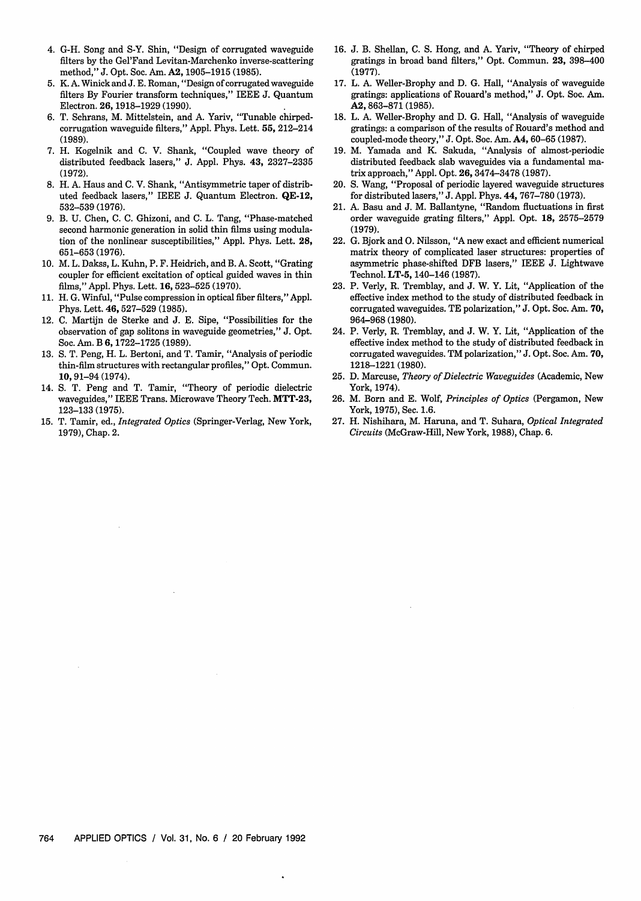4. G-H. Song and S-Y. Shin, "Design of corrugated waveguide filters by the Gel'Fand Levitan-Marchenko inverse-scattering method," J. Opt. Soc. Am. **A2**, 1905–1915 (1985).
5. K. A. Winick and J. E. Roman, "Design of corrugated waveguide filters By Fourier transform techniques," IEEE J. Quantum Electron. **26**, 1918–1929 (1990).
6. T. Schrans, M. Mittelstein, and A. Yariv, "Tunable chirped-corrugation waveguide filters," Appl. Phys. Lett. **55**, 212–214 (1989).
7. H. Kogelnik and C. V. Shank, "Coupled wave theory of distributed feedback lasers," J. Appl. Phys. **43**, 2327–2335 (1972).
8. H. A. Haus and C. V. Shank, "Antisymmetric taper of distributed feedback lasers," IEEE J. Quantum Electron. **QE-12**, 532–539 (1976).
9. B. U. Chen, C. C. Ghizoni, and C. L. Tang, "Phase-matched second harmonic generation in solid thin films using modulation of the nonlinear susceptibilities," Appl. Phys. Lett. **28**, 651–653 (1976).
10. M. L. Dakss, L. Kuhn, P. F. Heidrich, and B. A. Scott, "Grating coupler for efficient excitation of optical guided waves in thin films," Appl. Phys. Lett. **16**, 523–525 (1970).
11. H. G. Winful, "Pulse compression in optical fiber filters," Appl. Phys. Lett. **46**, 527–529 (1985).
12. C. Martijn de Sterke and J. E. Sipe, "Possibilities for the observation of gap solitons in waveguide geometries," J. Opt. Soc. Am. B **6**, 1722–1725 (1989).
13. S. T. Peng, H. L. Bertoni, and T. Tamir, "Analysis of periodic thin-film structures with rectangular profiles," Opt. Commun. **10**, 91–94 (1974).
14. S. T. Peng and T. Tamir, "Theory of periodic dielectric waveguides," IEEE Trans. Microwave Theory Tech. **MTT-23**, 123–133 (1975).
15. T. Tamir, ed., *Integrated Optics* (Springer-Verlag, New York, 1979), Chap. 2.
16. J. B. Shellan, C. S. Hong, and A. Yariv, "Theory of chirped gratings in broad band filters," Opt. Commun. **23**, 398–400 (1977).
17. L. A. Weller-Brophy and D. G. Hall, "Analysis of waveguide gratings: applications of Rouard's method," J. Opt. Soc. Am. **A2**, 863–871 (1985).
18. L. A. Weller-Brophy and D. G. Hall, "Analysis of waveguide gratings: a comparison of the results of Rouard's method and coupled-mode theory," J. Opt. Soc. Am. **A4**, 60–65 (1987).
19. M. Yamada and K. Sakuda, "Analysis of almost-periodic distributed feedback slab waveguides via a fundamental matrix approach," Appl. Opt. **26**, 3474–3478 (1987).
20. S. Wang, "Proposal of periodic layered waveguide structures for distributed lasers," J. Appl. Phys. **44**, 767–780 (1973).
21. A. Basu and J. M. Ballantyne, "Random fluctuations in first order waveguide grating filters," Appl. Opt. **18**, 2575–2579 (1979).
22. G. Bjork and O. Nilsson, "A new exact and efficient numerical matrix theory of complicated laser structures: properties of asymmetric phase-shifted DFB lasers," IEEE J. Lightwave Technol. **LT-5**, 140–146 (1987).
23. P. Verly, R. Tremblay, and J. W. Y. Lit, "Application of the effective index method to the study of distributed feedback in corrugated waveguides. TE polarization," J. Opt. Soc. Am. **70**, 964–968 (1980).
24. P. Verly, R. Tremblay, and J. W. Y. Lit, "Application of the effective index method to the study of distributed feedback in corrugated waveguides. TM polarization," J. Opt. Soc. Am. **70**, 1218–1221 (1980).
25. D. Marcuse, *Theory of Dielectric Waveguides* (Academic, New York, 1974).
26. M. Born and E. Wolf, *Principles of Optics* (Pergamon, New York, 1975), Sec. 1.6.
27. H. Nishihara, M. Haruna, and T. Suhara, *Optical Integrated Circuits* (McGraw-Hill, New York, 1988), Chap. 6.